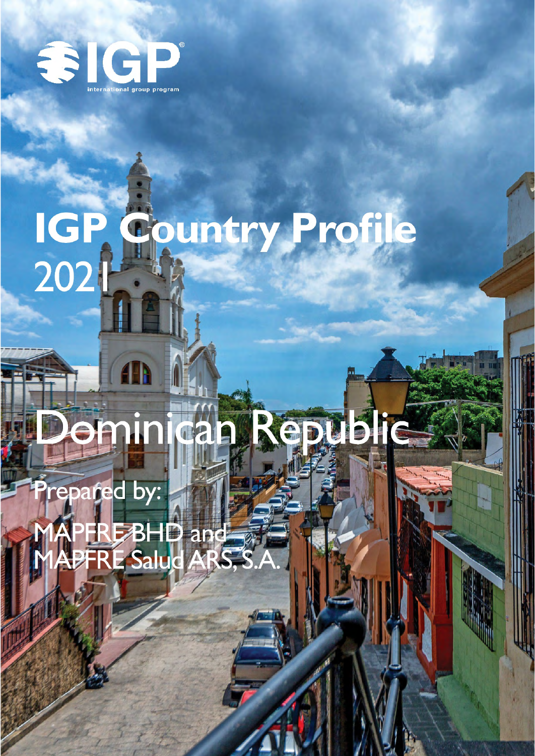IGP

international group program

# IGP Country Profile 2021

## Dominican Republic

Prepared by:

MAPFRE BHD and MAPFRE Salud ARS, S.A.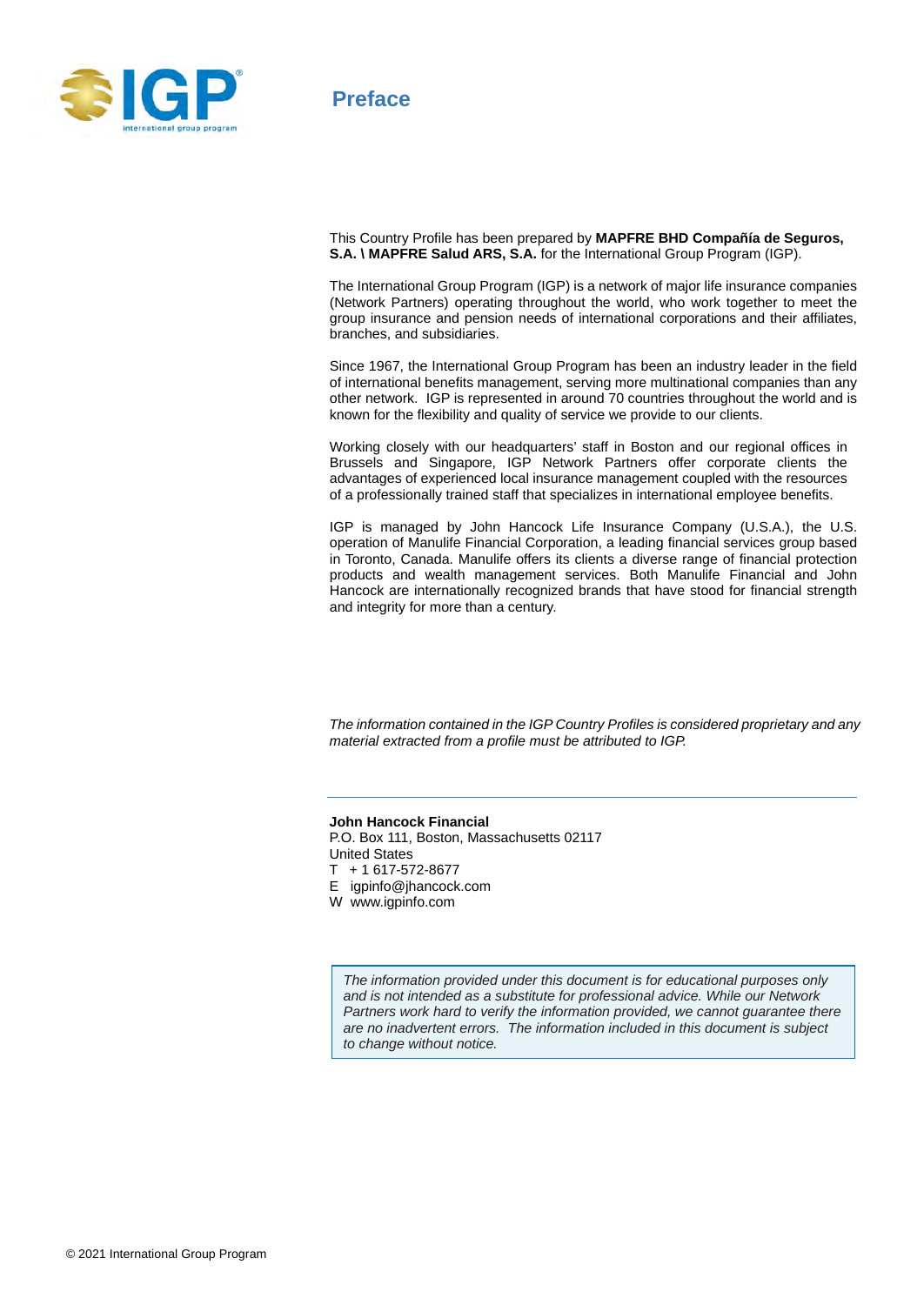# Preface

This Country Profile has been prepared by **MAPFRE BHD Compañía de Seguros, S.A. \ MAPFRE Salud ARS, S.A.** for the International Group Program (IGP).

The International Group Program (IGP) is a network of major life insurance companies (Network Partners) operating throughout the world, who work together to meet the group insurance and pension needs of international corporations and their affiliates, branches, and subsidiaries.

Since 1967, the International Group Program has been an industry leader in the field of international benefits management, serving more multinational companies than any other network. IGP is represented in around 70 countries throughout the world and is known for the flexibility and quality of service we provide to our clients.

Working closely with our headquarters' staff in Boston and our regional offices in Brussels and Singapore, IGP Network Partners offer corporate clients the advantages of experienced local insurance management coupled with the resources of a professionally trained staff that specializes in international employee benefits.

IGP is managed by John Hancock Life Insurance Company (U.S.A.), the U.S. operation of Manulife Financial Corporation, a leading financial services group based in Toronto, Canada. Manulife offers its clients a diverse range of financial protection products and wealth management services. Both Manulife Financial and John Hancock are internationally recognized brands that have stood for financial strength and integrity for more than a century.

*The information contained in the IGP Country Profiles is considered proprietary and any material extracted from a profile must be attributed to IGP.*

---

**John Hancock Financial**
P.O. Box 111, Boston, Massachusetts 02117
United States
T + 1 617-572-8677
E igpinfo@jhancock.com
W www.igpinfo.com

*The information provided under this document is for educational purposes only and is not intended as a substitute for professional advice. While our Network Partners work hard to verify the information provided, we cannot guarantee there are no inadvertent errors. The information included in this document is subject to change without notice.*

© 2021 International Group Program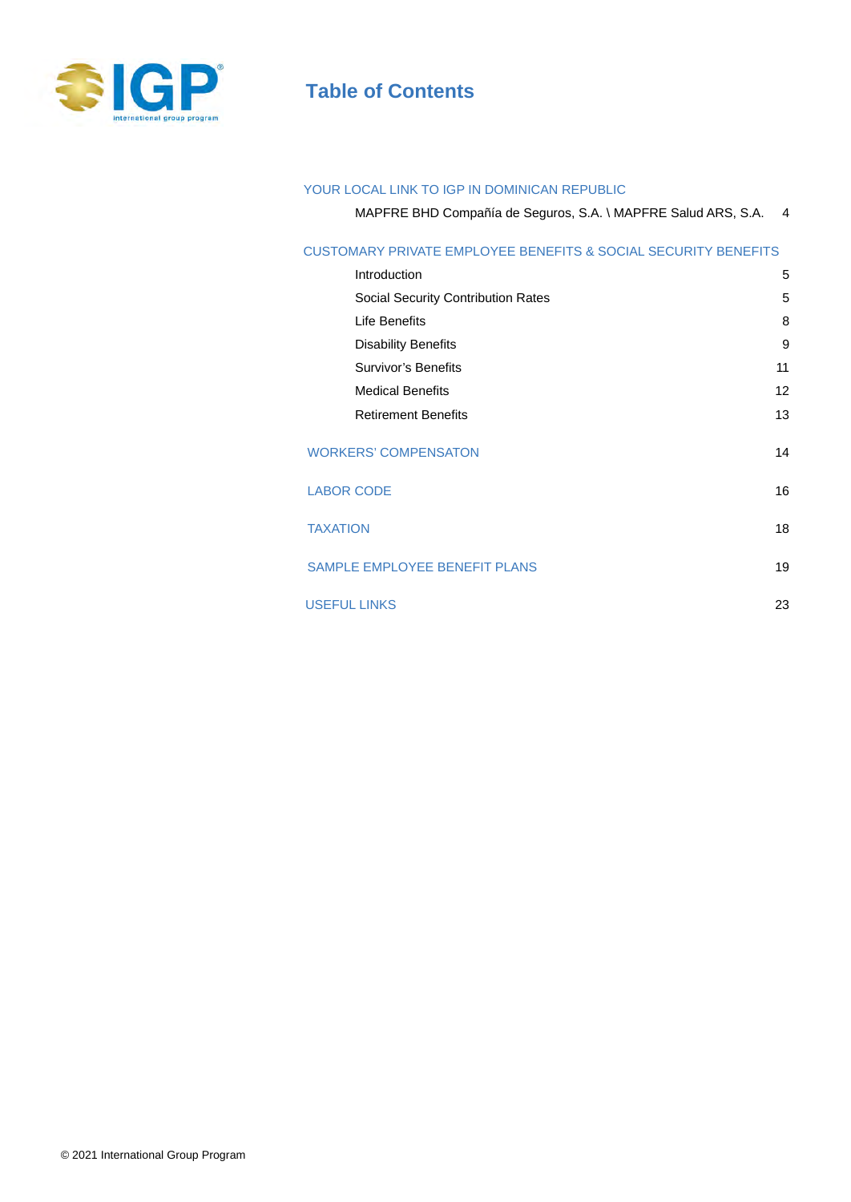# Table of Contents

| | |
|---|---|
| **YOUR LOCAL LINK TO IGP IN DOMINICAN REPUBLIC** | |
| MAPFRE BHD Compañía de Seguros, S.A. \ MAPFRE Salud ARS, S.A. | 4 |
| **CUSTOMARY PRIVATE EMPLOYEE BENEFITS & SOCIAL SECURITY BENEFITS** | |
| Introduction | 5 |
| Social Security Contribution Rates | 5 |
| Life Benefits | 8 |
| Disability Benefits | 9 |
| Survivor's Benefits | 11 |
| Medical Benefits | 12 |
| Retirement Benefits | 13 |
| **WORKERS' COMPENSATON** | 14 |
| **LABOR CODE** | 16 |
| **TAXATION** | 18 |
| **SAMPLE EMPLOYEE BENEFIT PLANS** | 19 |
| **USEFUL LINKS** | 23 |

© 2021 International Group Program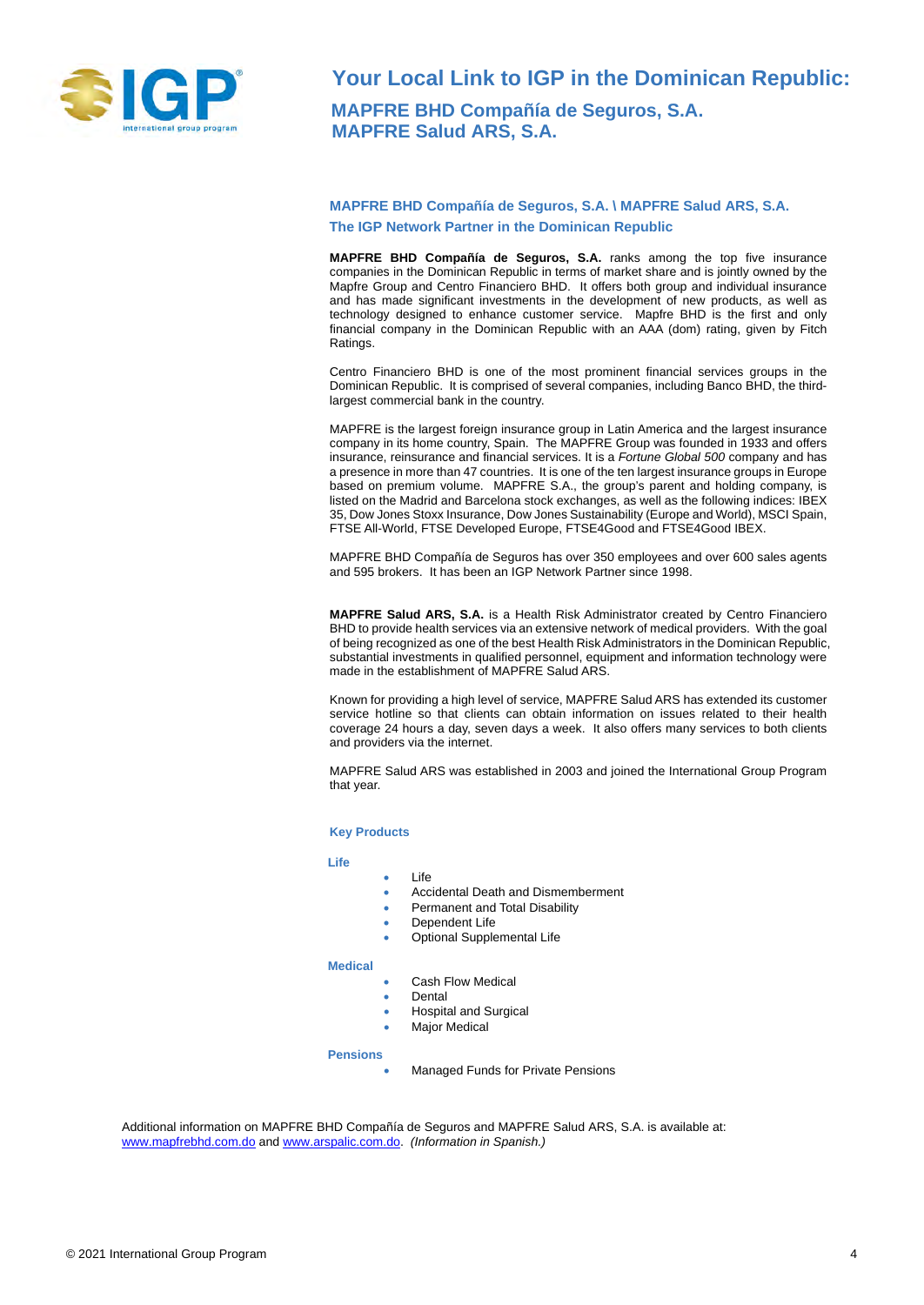# Your Local Link to IGP in the Dominican Republic:

## MAPFRE BHD Compañía de Seguros, S.A.
## MAPFRE Salud ARS, S.A.

### MAPFRE BHD Compañía de Seguros, S.A. \ MAPFRE Salud ARS, S.A.
### The IGP Network Partner in the Dominican Republic

**MAPFRE BHD Compañía de Seguros, S.A.** ranks among the top five insurance companies in the Dominican Republic in terms of market share and is jointly owned by the Mapfre Group and Centro Financiero BHD. It offers both group and individual insurance and has made significant investments in the development of new products, as well as technology designed to enhance customer service. Mapfre BHD is the first and only financial company in the Dominican Republic with an AAA (dom) rating, given by Fitch Ratings.

Centro Financiero BHD is one of the most prominent financial services groups in the Dominican Republic. It is comprised of several companies, including Banco BHD, the third-largest commercial bank in the country.

MAPFRE is the largest foreign insurance group in Latin America and the largest insurance company in its home country, Spain. The MAPFRE Group was founded in 1933 and offers insurance, reinsurance and financial services. It is a *Fortune Global 500* company and has a presence in more than 47 countries. It is one of the ten largest insurance groups in Europe based on premium volume. MAPFRE S.A., the group's parent and holding company, is listed on the Madrid and Barcelona stock exchanges, as well as the following indices: IBEX 35, Dow Jones Stoxx Insurance, Dow Jones Sustainability (Europe and World), MSCI Spain, FTSE All-World, FTSE Developed Europe, FTSE4Good and FTSE4Good IBEX.

MAPFRE BHD Compañía de Seguros has over 350 employees and over 600 sales agents and 595 brokers. It has been an IGP Network Partner since 1998.

**MAPFRE Salud ARS, S.A.** is a Health Risk Administrator created by Centro Financiero BHD to provide health services via an extensive network of medical providers. With the goal of being recognized as one of the best Health Risk Administrators in the Dominican Republic, substantial investments in qualified personnel, equipment and information technology were made in the establishment of MAPFRE Salud ARS.

Known for providing a high level of service, MAPFRE Salud ARS has extended its customer service hotline so that clients can obtain information on issues related to their health coverage 24 hours a day, seven days a week. It also offers many services to both clients and providers via the internet.

MAPFRE Salud ARS was established in 2003 and joined the International Group Program that year.

### Key Products

**Life**

- Life
- Accidental Death and Dismemberment
- Permanent and Total Disability
- Dependent Life
- Optional Supplemental Life

**Medical**

- Cash Flow Medical
- Dental
- Hospital and Surgical
- Major Medical

**Pensions**

- Managed Funds for Private Pensions

Additional information on MAPFRE BHD Compañía de Seguros and MAPFRE Salud ARS, S.A. is available at: www.mapfrebhd.com.do and www.arspalic.com.do. *(Information in Spanish.)*

© 2021 International Group Program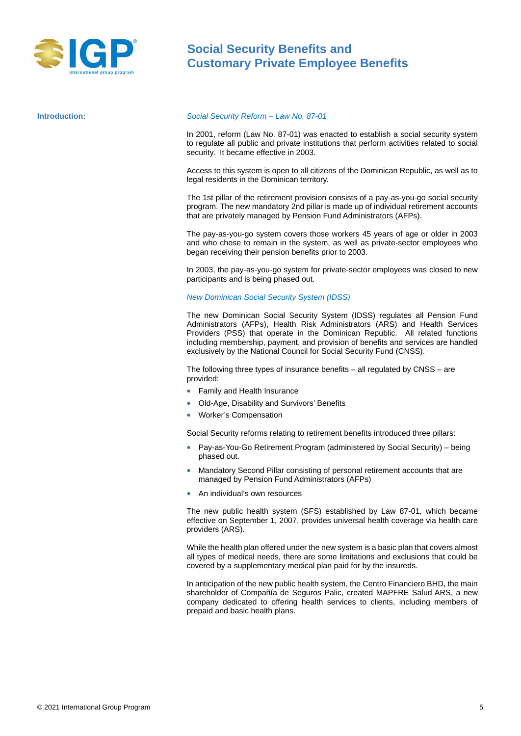# Social Security Benefits and Customary Private Employee Benefits

## Introduction:

*Social Security Reform – Law No. 87-01*

In 2001, reform (Law No. 87-01) was enacted to establish a social security system to regulate all public and private institutions that perform activities related to social security. It became effective in 2003.

Access to this system is open to all citizens of the Dominican Republic, as well as to legal residents in the Dominican territory.

The 1st pillar of the retirement provision consists of a pay-as-you-go social security program. The new mandatory 2nd pillar is made up of individual retirement accounts that are privately managed by Pension Fund Administrators (AFPs).

The pay-as-you-go system covers those workers 45 years of age or older in 2003 and who chose to remain in the system, as well as private-sector employees who began receiving their pension benefits prior to 2003.

In 2003, the pay-as-you-go system for private-sector employees was closed to new participants and is being phased out.

*New Dominican Social Security System (IDSS)*

The new Dominican Social Security System (IDSS) regulates all Pension Fund Administrators (AFPs), Health Risk Administrators (ARS) and Health Services Providers (PSS) that operate in the Dominican Republic. All related functions including membership, payment, and provision of benefits and services are handled exclusively by the National Council for Social Security Fund (CNSS).

The following three types of insurance benefits – all regulated by CNSS – are provided:

- Family and Health Insurance
- Old-Age, Disability and Survivors' Benefits
- Worker's Compensation

Social Security reforms relating to retirement benefits introduced three pillars:

- Pay-as-You-Go Retirement Program (administered by Social Security) – being phased out.
- Mandatory Second Pillar consisting of personal retirement accounts that are managed by Pension Fund Administrators (AFPs)
- An individual's own resources

The new public health system (SFS) established by Law 87-01, which became effective on September 1, 2007, provides universal health coverage via health care providers (ARS).

While the health plan offered under the new system is a basic plan that covers almost all types of medical needs, there are some limitations and exclusions that could be covered by a supplementary medical plan paid for by the insureds.

In anticipation of the new public health system, the Centro Financiero BHD, the main shareholder of Compañía de Seguros Palic, created MAPFRE Salud ARS, a new company dedicated to offering health services to clients, including members of prepaid and basic health plans.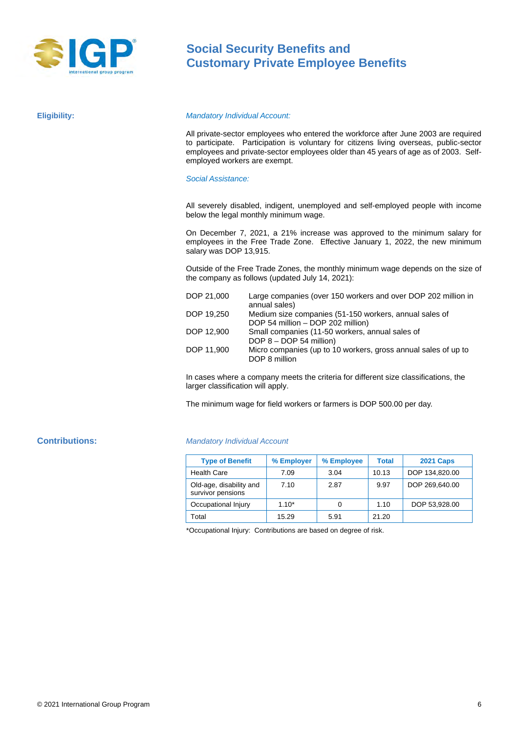# Social Security Benefits and Customary Private Employee Benefits

**Eligibility:**

*Mandatory Individual Account:*

All private-sector employees who entered the workforce after June 2003 are required to participate. Participation is voluntary for citizens living overseas, public-sector employees and private-sector employees older than 45 years of age as of 2003. Self-employed workers are exempt.

*Social Assistance:*

All severely disabled, indigent, unemployed and self-employed people with income below the legal monthly minimum wage.

On December 7, 2021, a 21% increase was approved to the minimum salary for employees in the Free Trade Zone. Effective January 1, 2022, the new minimum salary was DOP 13,915.

Outside of the Free Trade Zones, the monthly minimum wage depends on the size of the company as follows (updated July 14, 2021):

| | |
|---|---|
| DOP 21,000 | Large companies (over 150 workers and over DOP 202 million in annual sales) |
| DOP 19,250 | Medium size companies (51-150 workers, annual sales of DOP 54 million – DOP 202 million) |
| DOP 12,900 | Small companies (11-50 workers, annual sales of DOP 8 – DOP 54 million) |
| DOP 11,900 | Micro companies (up to 10 workers, gross annual sales of up to DOP 8 million |

In cases where a company meets the criteria for different size classifications, the larger classification will apply.

The minimum wage for field workers or farmers is DOP 500.00 per day.

**Contributions:**

*Mandatory Individual Account*

| Type of Benefit | % Employer | % Employee | Total | 2021 Caps |
|---|---|---|---|---|
| Health Care | 7.09 | 3.04 | 10.13 | DOP 134,820.00 |
| Old-age, disability and survivor pensions | 7.10 | 2.87 | 9.97 | DOP 269,640.00 |
| Occupational Injury | 1.10* | 0 | 1.10 | DOP 53,928.00 |
| Total | 15.29 | 5.91 | 21.20 | |

*Occupational Injury: Contributions are based on degree of risk.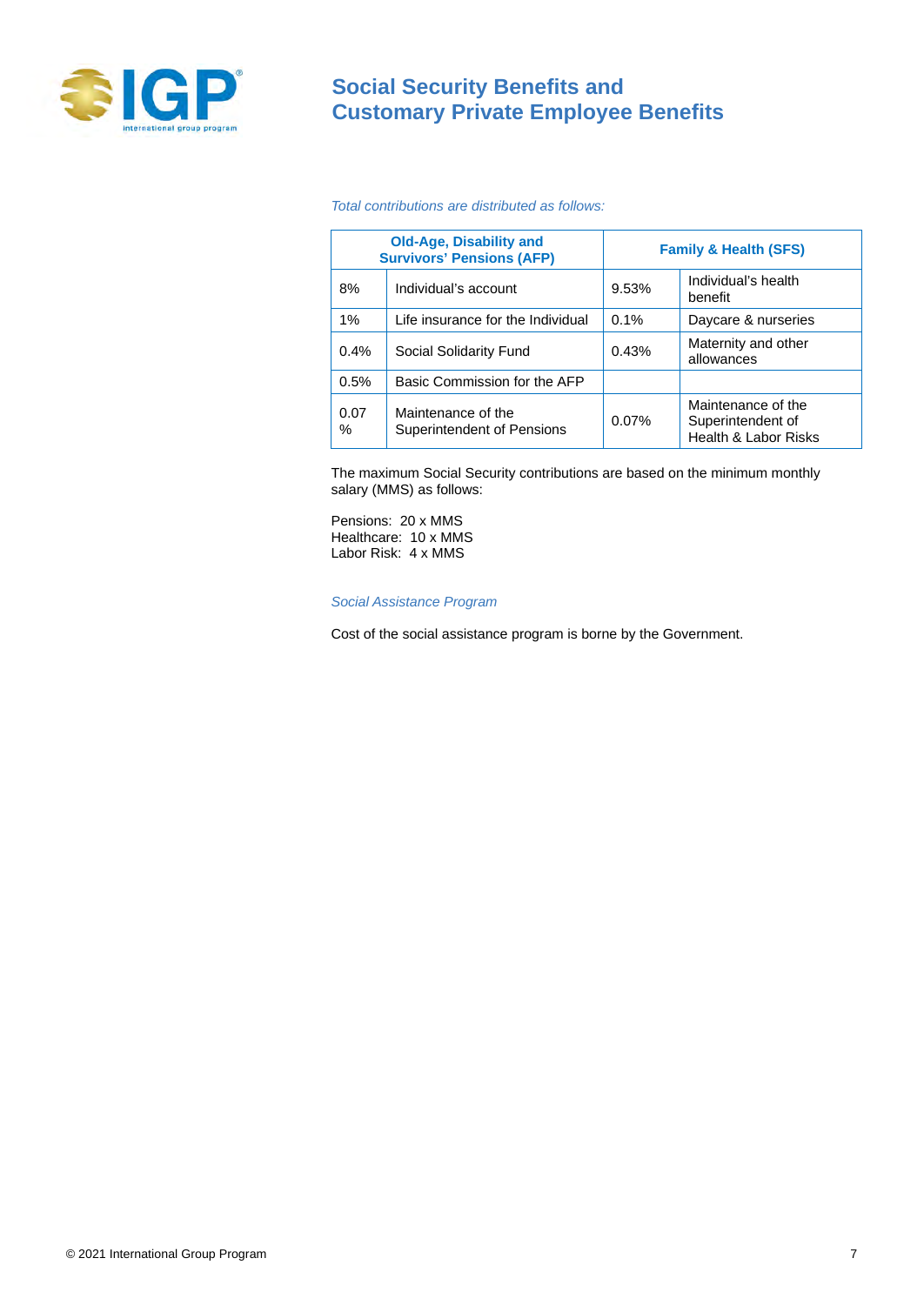*Total contributions are distributed as follows:*

| Old-Age, Disability and Survivors' Pensions (AFP) | | Family & Health (SFS) | |
|---|---|---|---|
| 8% | Individual's account | 9.53% | Individual's health benefit |
| 1% | Life insurance for the Individual | 0.1% | Daycare & nurseries |
| 0.4% | Social Solidarity Fund | 0.43% | Maternity and other allowances |
| 0.5% | Basic Commission for the AFP | | |
| 0.07 % | Maintenance of the Superintendent of Pensions | 0.07% | Maintenance of the Superintendent of Health & Labor Risks |

The maximum Social Security contributions are based on the minimum monthly salary (MMS) as follows:

Pensions: 20 x MMS
Healthcare: 10 x MMS
Labor Risk: 4 x MMS

*Social Assistance Program*

Cost of the social assistance program is borne by the Government.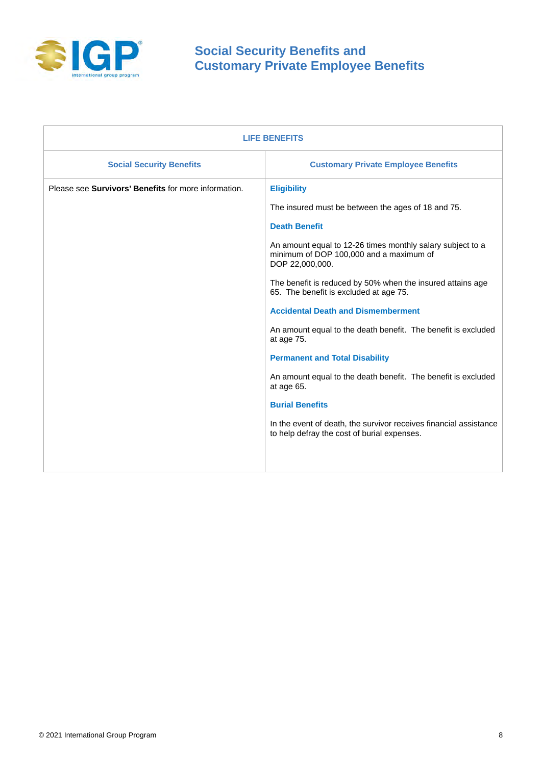# Social Security Benefits and Customary Private Employee Benefits

| LIFE BENEFITS | |
|---|---|
| **Social Security Benefits** | **Customary Private Employee Benefits** |
| Please see **Survivors' Benefits** for more information. | **Eligibility**<br><br>The insured must be between the ages of 18 and 75.<br><br>**Death Benefit**<br><br>An amount equal to 12-26 times monthly salary subject to a minimum of DOP 100,000 and a maximum of DOP 22,000,000.<br><br>The benefit is reduced by 50% when the insured attains age 65. The benefit is excluded at age 75.<br><br>**Accidental Death and Dismemberment**<br><br>An amount equal to the death benefit. The benefit is excluded at age 75.<br><br>**Permanent and Total Disability**<br><br>An amount equal to the death benefit. The benefit is excluded at age 65.<br><br>**Burial Benefits**<br><br>In the event of death, the survivor receives financial assistance to help defray the cost of burial expenses. |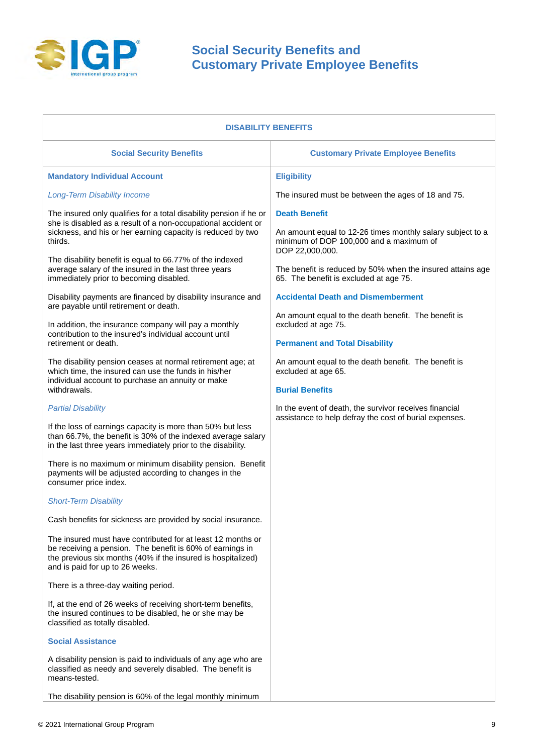# Social Security Benefits and Customary Private Employee Benefits

## DISABILITY BENEFITS

### Social Security Benefits

**Mandatory Individual Account**

*Long-Term Disability Income*

The insured only qualifies for a total disability pension if he or she is disabled as a result of a non-occupational accident or sickness, and his or her earning capacity is reduced by two thirds.

The disability benefit is equal to 66.77% of the indexed average salary of the insured in the last three years immediately prior to becoming disabled.

Disability payments are financed by disability insurance and are payable until retirement or death.

In addition, the insurance company will pay a monthly contribution to the insured's individual account until retirement or death.

The disability pension ceases at normal retirement age; at which time, the insured can use the funds in his/her individual account to purchase an annuity or make withdrawals.

*Partial Disability*

If the loss of earnings capacity is more than 50% but less than 66.7%, the benefit is 30% of the indexed average salary in the last three years immediately prior to the disability.

There is no maximum or minimum disability pension. Benefit payments will be adjusted according to changes in the consumer price index.

*Short-Term Disability*

Cash benefits for sickness are provided by social insurance.

The insured must have contributed for at least 12 months or be receiving a pension. The benefit is 60% of earnings in the previous six months (40% if the insured is hospitalized) and is paid for up to 26 weeks.

There is a three-day waiting period.

If, at the end of 26 weeks of receiving short-term benefits, the insured continues to be disabled, he or she may be classified as totally disabled.

**Social Assistance**

A disability pension is paid to individuals of any age who are classified as needy and severely disabled. The benefit is means-tested.

The disability pension is 60% of the legal monthly minimum

### Customary Private Employee Benefits

**Eligibility**

The insured must be between the ages of 18 and 75.

**Death Benefit**

An amount equal to 12-26 times monthly salary subject to a minimum of DOP 100,000 and a maximum of DOP 22,000,000.

The benefit is reduced by 50% when the insured attains age 65. The benefit is excluded at age 75.

**Accidental Death and Dismemberment**

An amount equal to the death benefit. The benefit is excluded at age 75.

**Permanent and Total Disability**

An amount equal to the death benefit. The benefit is excluded at age 65.

**Burial Benefits**

In the event of death, the survivor receives financial assistance to help defray the cost of burial expenses.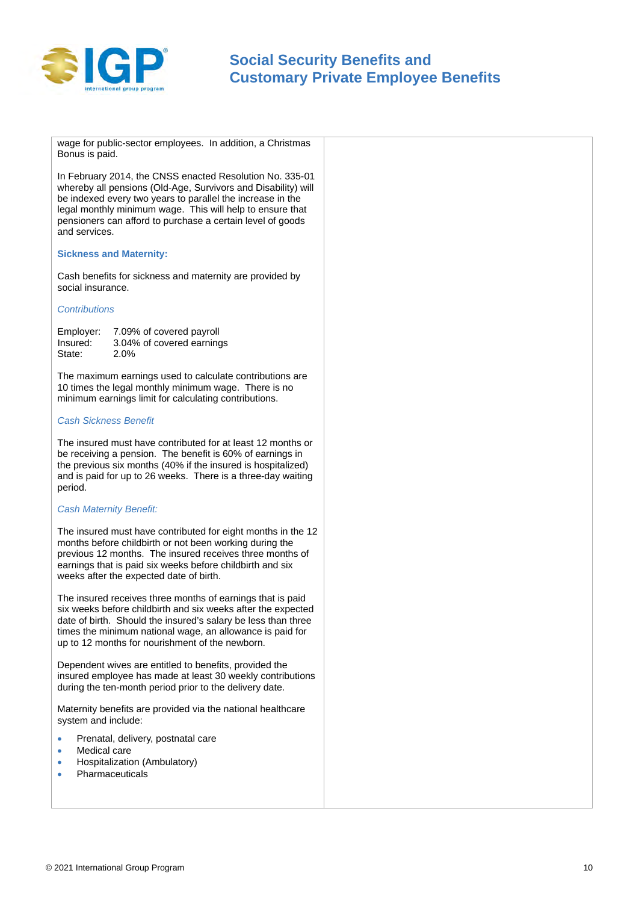wage for public-sector employees. In addition, a Christmas Bonus is paid.

In February 2014, the CNSS enacted Resolution No. 335-01 whereby all pensions (Old-Age, Survivors and Disability) will be indexed every two years to parallel the increase in the legal monthly minimum wage. This will help to ensure that pensioners can afford to purchase a certain level of goods and services.

### Sickness and Maternity:

Cash benefits for sickness and maternity are provided by social insurance.

*Contributions*

| | |
|---|---|
| Employer: | 7.09% of covered payroll |
| Insured: | 3.04% of covered earnings |
| State: | 2.0% |

The maximum earnings used to calculate contributions are 10 times the legal monthly minimum wage. There is no minimum earnings limit for calculating contributions.

*Cash Sickness Benefit*

The insured must have contributed for at least 12 months or be receiving a pension. The benefit is 60% of earnings in the previous six months (40% if the insured is hospitalized) and is paid for up to 26 weeks. There is a three-day waiting period.

*Cash Maternity Benefit:*

The insured must have contributed for eight months in the 12 months before childbirth or not been working during the previous 12 months. The insured receives three months of earnings that is paid six weeks before childbirth and six weeks after the expected date of birth.

The insured receives three months of earnings that is paid six weeks before childbirth and six weeks after the expected date of birth. Should the insured's salary be less than three times the minimum national wage, an allowance is paid for up to 12 months for nourishment of the newborn.

Dependent wives are entitled to benefits, provided the insured employee has made at least 30 weekly contributions during the ten-month period prior to the delivery date.

Maternity benefits are provided via the national healthcare system and include:

- Prenatal, delivery, postnatal care
- Medical care
- Hospitalization (Ambulatory)
- Pharmaceuticals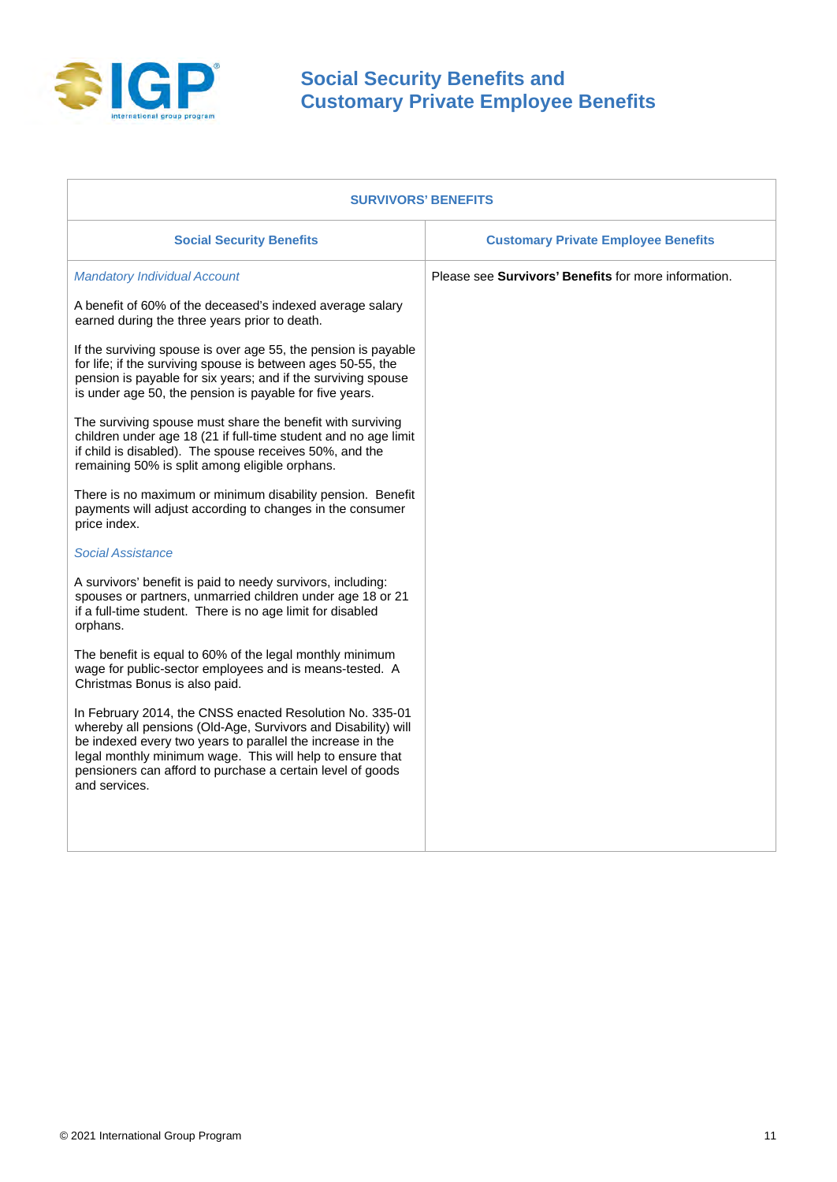# Social Security Benefits and Customary Private Employee Benefits

| SURVIVORS' BENEFITS | |
|---|---|
| **Social Security Benefits** | **Customary Private Employee Benefits** |
| *Mandatory Individual Account*<br><br>A benefit of 60% of the deceased's indexed average salary earned during the three years prior to death.<br><br>If the surviving spouse is over age 55, the pension is payable for life; if the surviving spouse is between ages 50-55, the pension is payable for six years; and if the surviving spouse is under age 50, the pension is payable for five years.<br><br>The surviving spouse must share the benefit with surviving children under age 18 (21 if full-time student and no age limit if child is disabled). The spouse receives 50%, and the remaining 50% is split among eligible orphans.<br><br>There is no maximum or minimum disability pension. Benefit payments will adjust according to changes in the consumer price index.<br><br>*Social Assistance*<br><br>A survivors' benefit is paid to needy survivors, including: spouses or partners, unmarried children under age 18 or 21 if a full-time student. There is no age limit for disabled orphans.<br><br>The benefit is equal to 60% of the legal monthly minimum wage for public-sector employees and is means-tested. A Christmas Bonus is also paid.<br><br>In February 2014, the CNSS enacted Resolution No. 335-01 whereby all pensions (Old-Age, Survivors and Disability) will be indexed every two years to parallel the increase in the legal monthly minimum wage. This will help to ensure that pensioners can afford to purchase a certain level of goods and services. | Please see **Survivors' Benefits** for more information. |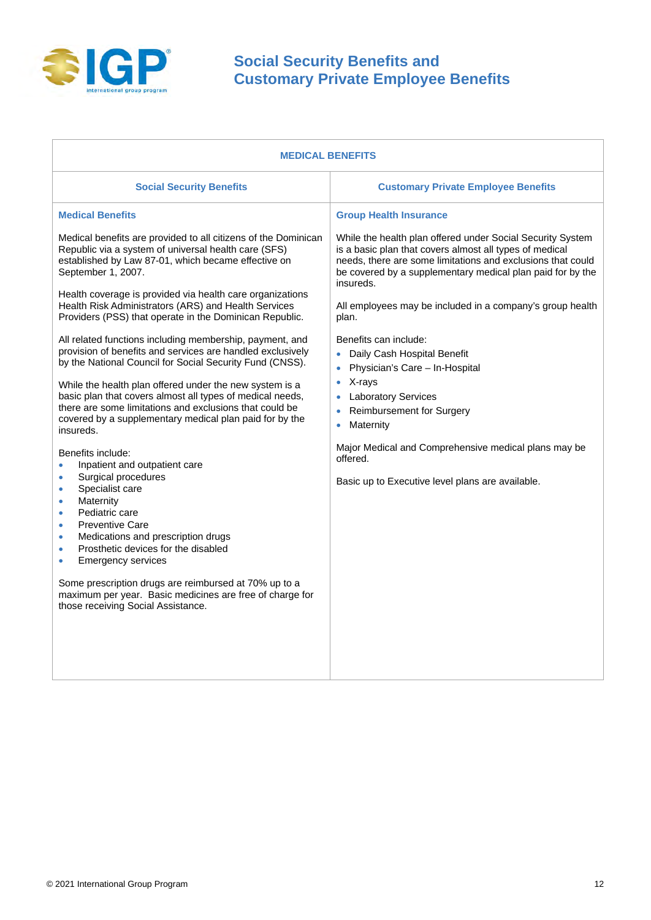# Social Security Benefits and Customary Private Employee Benefits

## MEDICAL BENEFITS

| Social Security Benefits | Customary Private Employee Benefits |
|---|---|
| **Medical Benefits**<br><br>Medical benefits are provided to all citizens of the Dominican Republic via a system of universal health care (SFS) established by Law 87-01, which became effective on September 1, 2007.<br><br>Health coverage is provided via health care organizations Health Risk Administrators (ARS) and Health Services Providers (PSS) that operate in the Dominican Republic.<br><br>All related functions including membership, payment, and provision of benefits and services are handled exclusively by the National Council for Social Security Fund (CNSS).<br><br>While the health plan offered under the new system is a basic plan that covers almost all types of medical needs, there are some limitations and exclusions that could be covered by a supplementary medical plan paid for by the insureds.<br><br>Benefits include:<br>• Inpatient and outpatient care<br>• Surgical procedures<br>• Specialist care<br>• Maternity<br>• Pediatric care<br>• Preventive Care<br>• Medications and prescription drugs<br>• Prosthetic devices for the disabled<br>• Emergency services<br><br>Some prescription drugs are reimbursed at 70% up to a maximum per year. Basic medicines are free of charge for those receiving Social Assistance. | **Group Health Insurance**<br><br>While the health plan offered under Social Security System is a basic plan that covers almost all types of medical needs, there are some limitations and exclusions that could be covered by a supplementary medical plan paid for by the insureds.<br><br>All employees may be included in a company's group health plan.<br><br>Benefits can include:<br>• Daily Cash Hospital Benefit<br>• Physician's Care – In-Hospital<br>• X-rays<br>• Laboratory Services<br>• Reimbursement for Surgery<br>• Maternity<br><br>Major Medical and Comprehensive medical plans may be offered.<br><br>Basic up to Executive level plans are available. |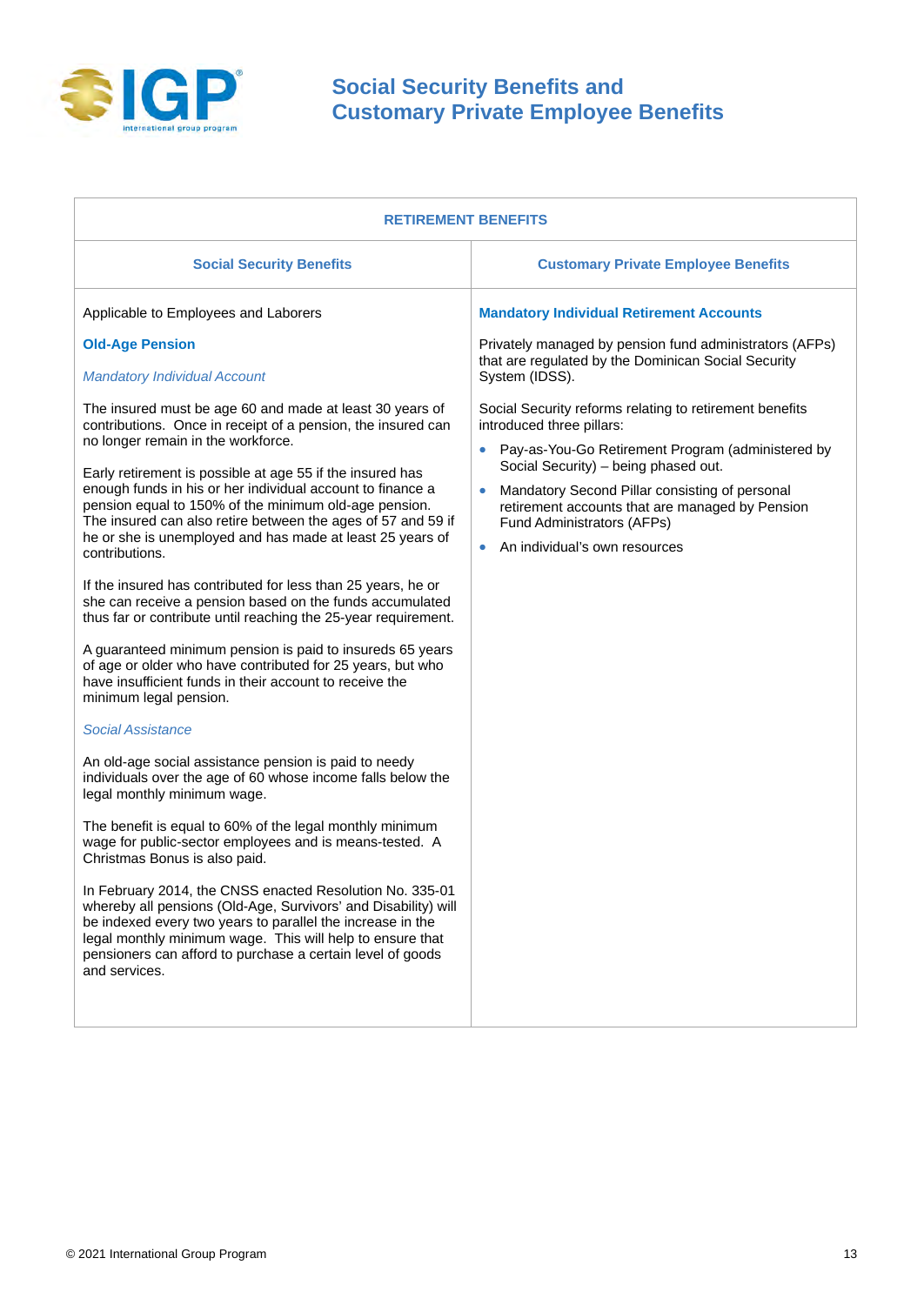# Social Security Benefits and Customary Private Employee Benefits

## RETIREMENT BENEFITS

### Social Security Benefits

Applicable to Employees and Laborers

**Old-Age Pension**

*Mandatory Individual Account*

The insured must be age 60 and made at least 30 years of contributions. Once in receipt of a pension, the insured can no longer remain in the workforce.

Early retirement is possible at age 55 if the insured has enough funds in his or her individual account to finance a pension equal to 150% of the minimum old-age pension. The insured can also retire between the ages of 57 and 59 if he or she is unemployed and has made at least 25 years of contributions.

If the insured has contributed for less than 25 years, he or she can receive a pension based on the funds accumulated thus far or contribute until reaching the 25-year requirement.

A guaranteed minimum pension is paid to insureds 65 years of age or older who have contributed for 25 years, but who have insufficient funds in their account to receive the minimum legal pension.

*Social Assistance*

An old-age social assistance pension is paid to needy individuals over the age of 60 whose income falls below the legal monthly minimum wage.

The benefit is equal to 60% of the legal monthly minimum wage for public-sector employees and is means-tested. A Christmas Bonus is also paid.

In February 2014, the CNSS enacted Resolution No. 335-01 whereby all pensions (Old-Age, Survivors' and Disability) will be indexed every two years to parallel the increase in the legal monthly minimum wage. This will help to ensure that pensioners can afford to purchase a certain level of goods and services.

### Customary Private Employee Benefits

**Mandatory Individual Retirement Accounts**

Privately managed by pension fund administrators (AFPs) that are regulated by the Dominican Social Security System (IDSS).

Social Security reforms relating to retirement benefits introduced three pillars:

- Pay-as-You-Go Retirement Program (administered by Social Security) – being phased out.
- Mandatory Second Pillar consisting of personal retirement accounts that are managed by Pension Fund Administrators (AFPs)
- An individual's own resources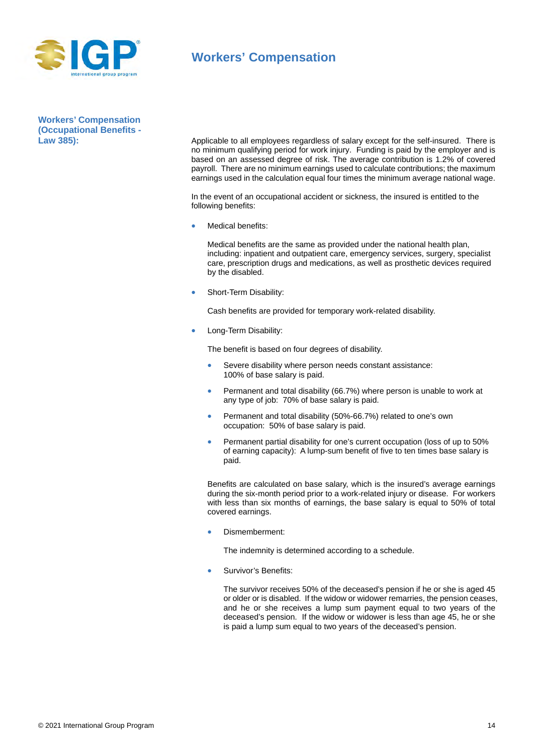# Workers' Compensation

**Workers' Compensation (Occupational Benefits - Law 385):**

Applicable to all employees regardless of salary except for the self-insured. There is no minimum qualifying period for work injury. Funding is paid by the employer and is based on an assessed degree of risk. The average contribution is 1.2% of covered payroll. There are no minimum earnings used to calculate contributions; the maximum earnings used in the calculation equal four times the minimum average national wage.

In the event of an occupational accident or sickness, the insured is entitled to the following benefits:

- Medical benefits:

  Medical benefits are the same as provided under the national health plan, including: inpatient and outpatient care, emergency services, surgery, specialist care, prescription drugs and medications, as well as prosthetic devices required by the disabled.

- Short-Term Disability:

  Cash benefits are provided for temporary work-related disability.

- Long-Term Disability:

  The benefit is based on four degrees of disability.

  - Severe disability where person needs constant assistance: 100% of base salary is paid.
  - Permanent and total disability (66.7%) where person is unable to work at any type of job: 70% of base salary is paid.
  - Permanent and total disability (50%-66.7%) related to one's own occupation: 50% of base salary is paid.
  - Permanent partial disability for one's current occupation (loss of up to 50% of earning capacity): A lump-sum benefit of five to ten times base salary is paid.

  Benefits are calculated on base salary, which is the insured's average earnings during the six-month period prior to a work-related injury or disease. For workers with less than six months of earnings, the base salary is equal to 50% of total covered earnings.

  - Dismemberment:

    The indemnity is determined according to a schedule.

  - Survivor's Benefits:

    The survivor receives 50% of the deceased's pension if he or she is aged 45 or older or is disabled. If the widow or widower remarries, the pension ceases, and he or she receives a lump sum payment equal to two years of the deceased's pension. If the widow or widower is less than age 45, he or she is paid a lump sum equal to two years of the deceased's pension.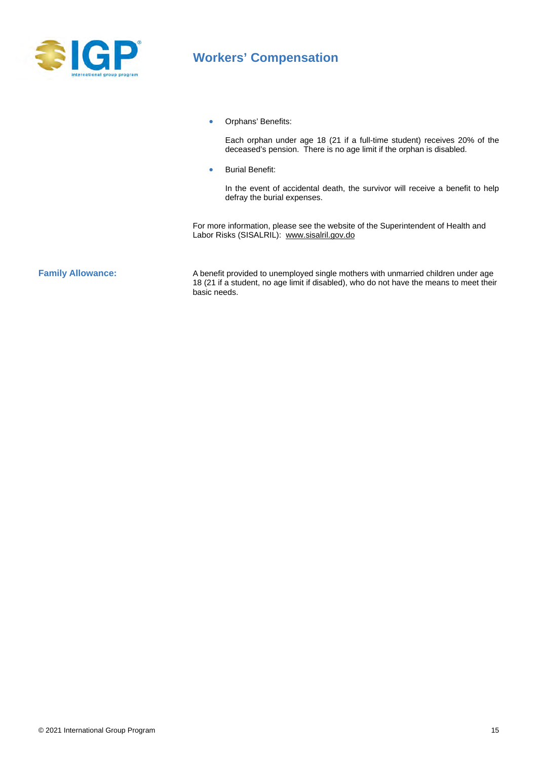- Orphans' Benefits:

  Each orphan under age 18 (21 if a full-time student) receives 20% of the deceased's pension. There is no age limit if the orphan is disabled.

- Burial Benefit:

  In the event of accidental death, the survivor will receive a benefit to help defray the burial expenses.

For more information, please see the website of the Superintendent of Health and Labor Risks (SISALRIL): www.sisalril.gov.do

**Family Allowance:**

A benefit provided to unemployed single mothers with unmarried children under age 18 (21 if a student, no age limit if disabled), who do not have the means to meet their basic needs.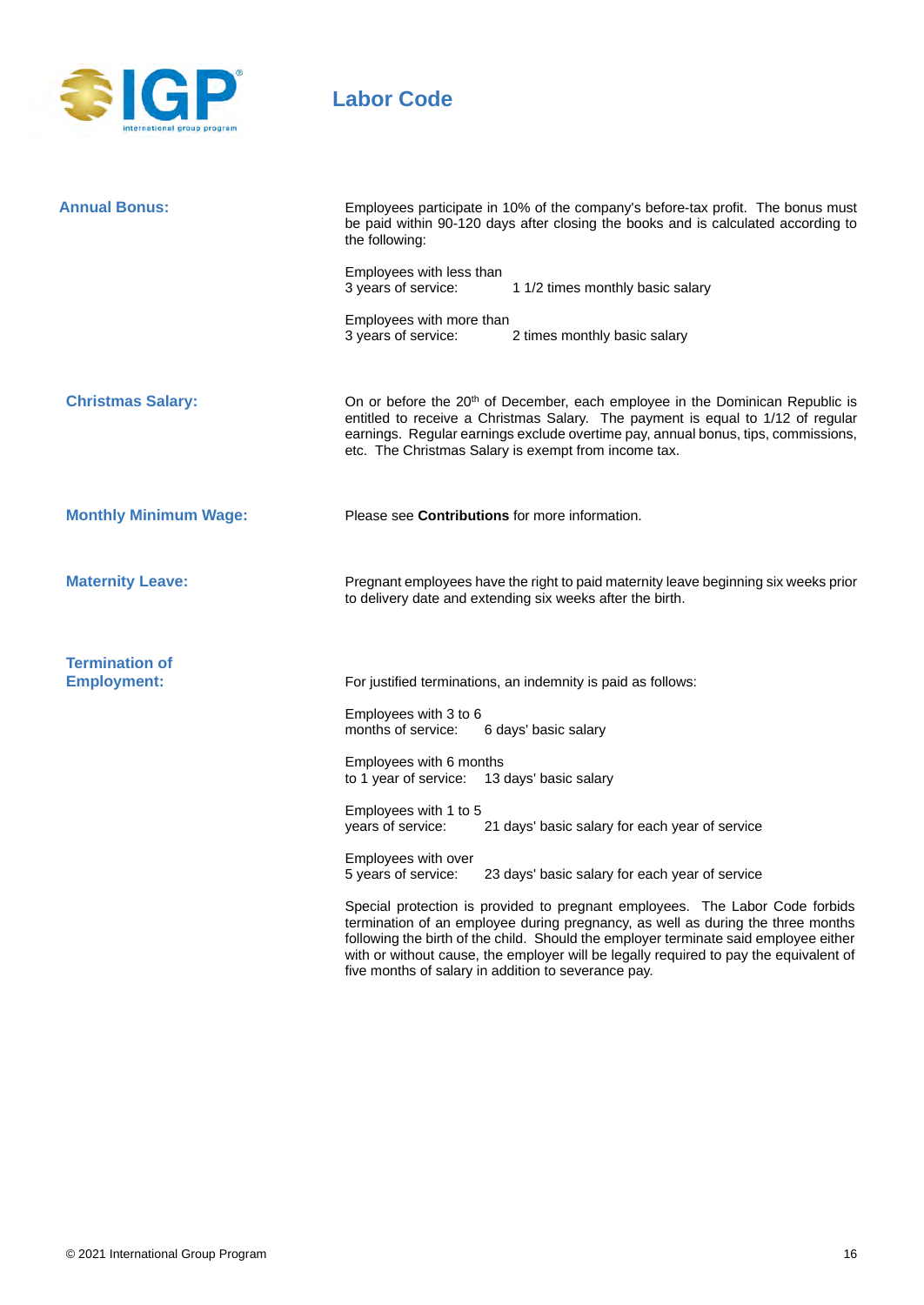# Labor Code

**Annual Bonus:**

Employees participate in 10% of the company's before-tax profit. The bonus must be paid within 90-120 days after closing the books and is calculated according to the following:

Employees with less than 3 years of service: 1 1/2 times monthly basic salary

Employees with more than 3 years of service: 2 times monthly basic salary

**Christmas Salary:**

On or before the 20th of December, each employee in the Dominican Republic is entitled to receive a Christmas Salary. The payment is equal to 1/12 of regular earnings. Regular earnings exclude overtime pay, annual bonus, tips, commissions, etc. The Christmas Salary is exempt from income tax.

**Monthly Minimum Wage:**

Please see **Contributions** for more information.

**Maternity Leave:**

Pregnant employees have the right to paid maternity leave beginning six weeks prior to delivery date and extending six weeks after the birth.

**Termination of Employment:**

For justified terminations, an indemnity is paid as follows:

Employees with 3 to 6 months of service: 6 days' basic salary

Employees with 6 months to 1 year of service: 13 days' basic salary

Employees with 1 to 5 years of service: 21 days' basic salary for each year of service

Employees with over 5 years of service: 23 days' basic salary for each year of service

Special protection is provided to pregnant employees. The Labor Code forbids termination of an employee during pregnancy, as well as during the three months following the birth of the child. Should the employer terminate said employee either with or without cause, the employer will be legally required to pay the equivalent of five months of salary in addition to severance pay.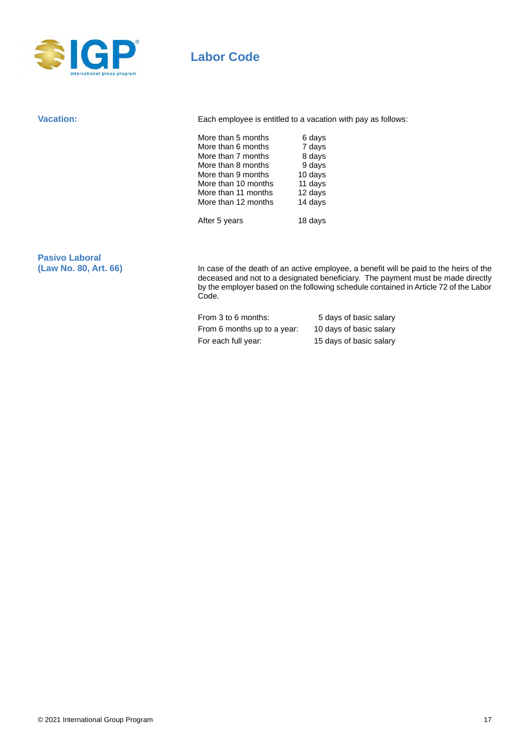# Labor Code

**Vacation:**

Each employee is entitled to a vacation with pay as follows:

| | |
|---|---|
| More than 5 months | 6 days |
| More than 6 months | 7 days |
| More than 7 months | 8 days |
| More than 8 months | 9 days |
| More than 9 months | 10 days |
| More than 10 months | 11 days |
| More than 11 months | 12 days |
| More than 12 months | 14 days |
| After 5 years | 18 days |

**Pasivo Laboral (Law No. 80, Art. 66)**

In case of the death of an active employee, a benefit will be paid to the heirs of the deceased and not to a designated beneficiary. The payment must be made directly by the employer based on the following schedule contained in Article 72 of the Labor Code.

| | |
|---|---|
| From 3 to 6 months: | 5 days of basic salary |
| From 6 months up to a year: | 10 days of basic salary |
| For each full year: | 15 days of basic salary |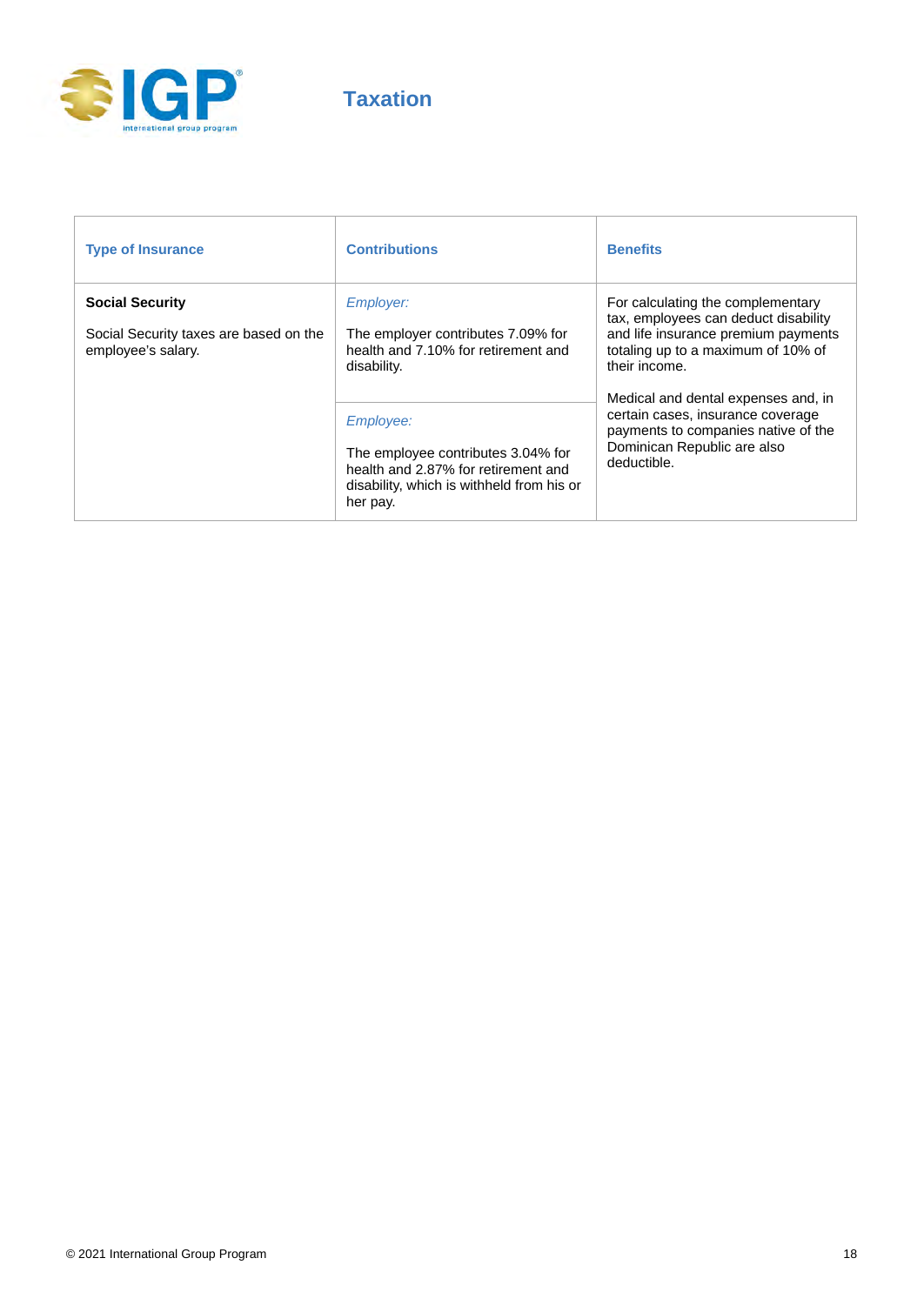## Taxation

| Type of Insurance | Contributions | Benefits |
|---|---|---|
| **Social Security**<br><br>Social Security taxes are based on the employee's salary. | *Employer:*<br><br>The employer contributes 7.09% for health and 7.10% for retirement and disability.<br><br>*Employee:*<br><br>The employee contributes 3.04% for health and 2.87% for retirement and disability, which is withheld from his or her pay. | For calculating the complementary tax, employees can deduct disability and life insurance premium payments totaling up to a maximum of 10% of their income.<br><br>Medical and dental expenses and, in certain cases, insurance coverage payments to companies native of the Dominican Republic are also deductible. |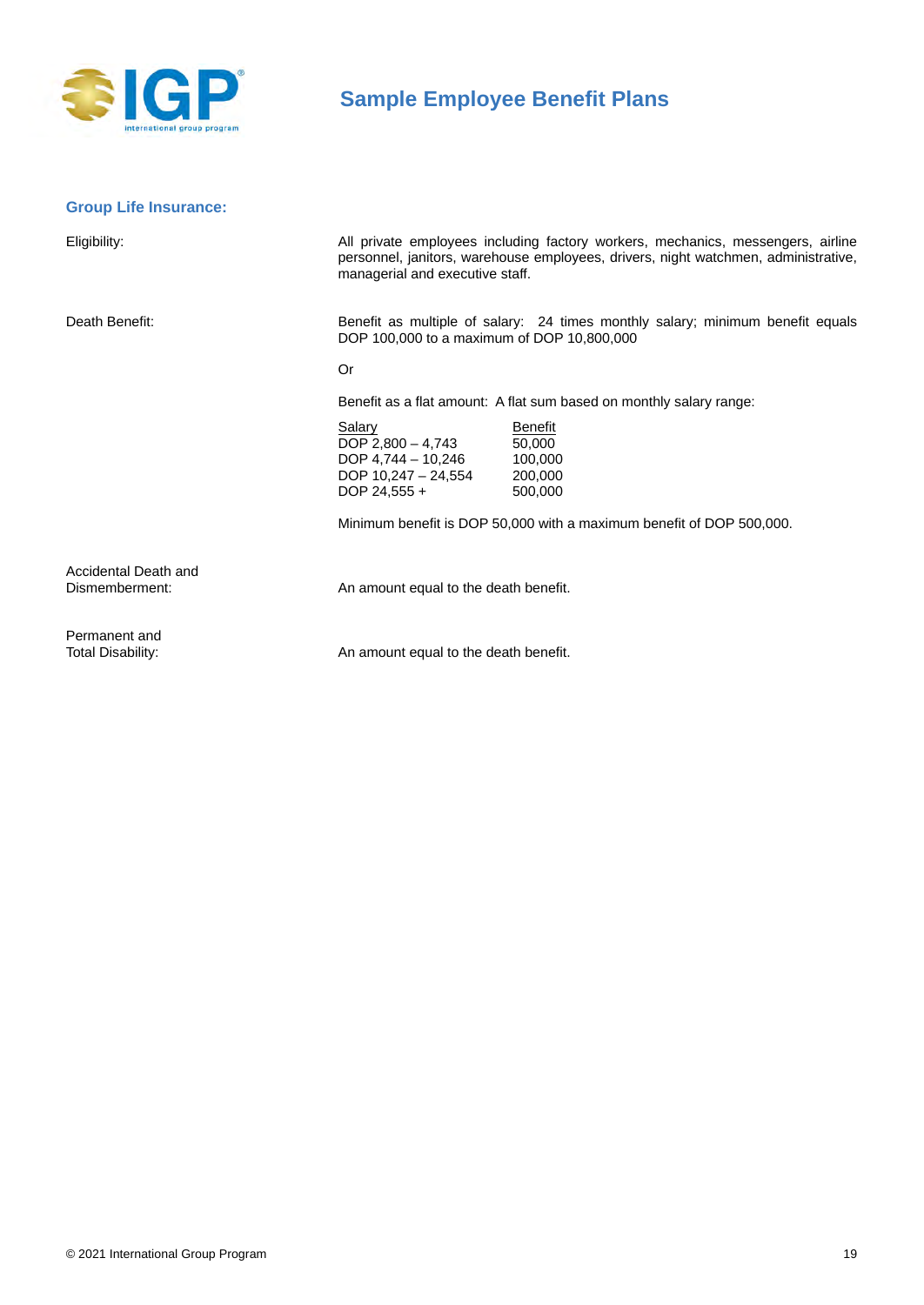# Sample Employee Benefit Plans

## Group Life Insurance:

**Eligibility:**

All private employees including factory workers, mechanics, messengers, airline personnel, janitors, warehouse employees, drivers, night watchmen, administrative, managerial and executive staff.

**Death Benefit:**

Benefit as multiple of salary: 24 times monthly salary; minimum benefit equals DOP 100,000 to a maximum of DOP 10,800,000

Or

Benefit as a flat amount: A flat sum based on monthly salary range:

| Salary | Benefit |
|---|---|
| DOP 2,800 – 4,743 | 50,000 |
| DOP 4,744 – 10,246 | 100,000 |
| DOP 10,247 – 24,554 | 200,000 |
| DOP 24,555 + | 500,000 |

Minimum benefit is DOP 50,000 with a maximum benefit of DOP 500,000.

**Accidental Death and Dismemberment:**

An amount equal to the death benefit.

**Permanent and Total Disability:**

An amount equal to the death benefit.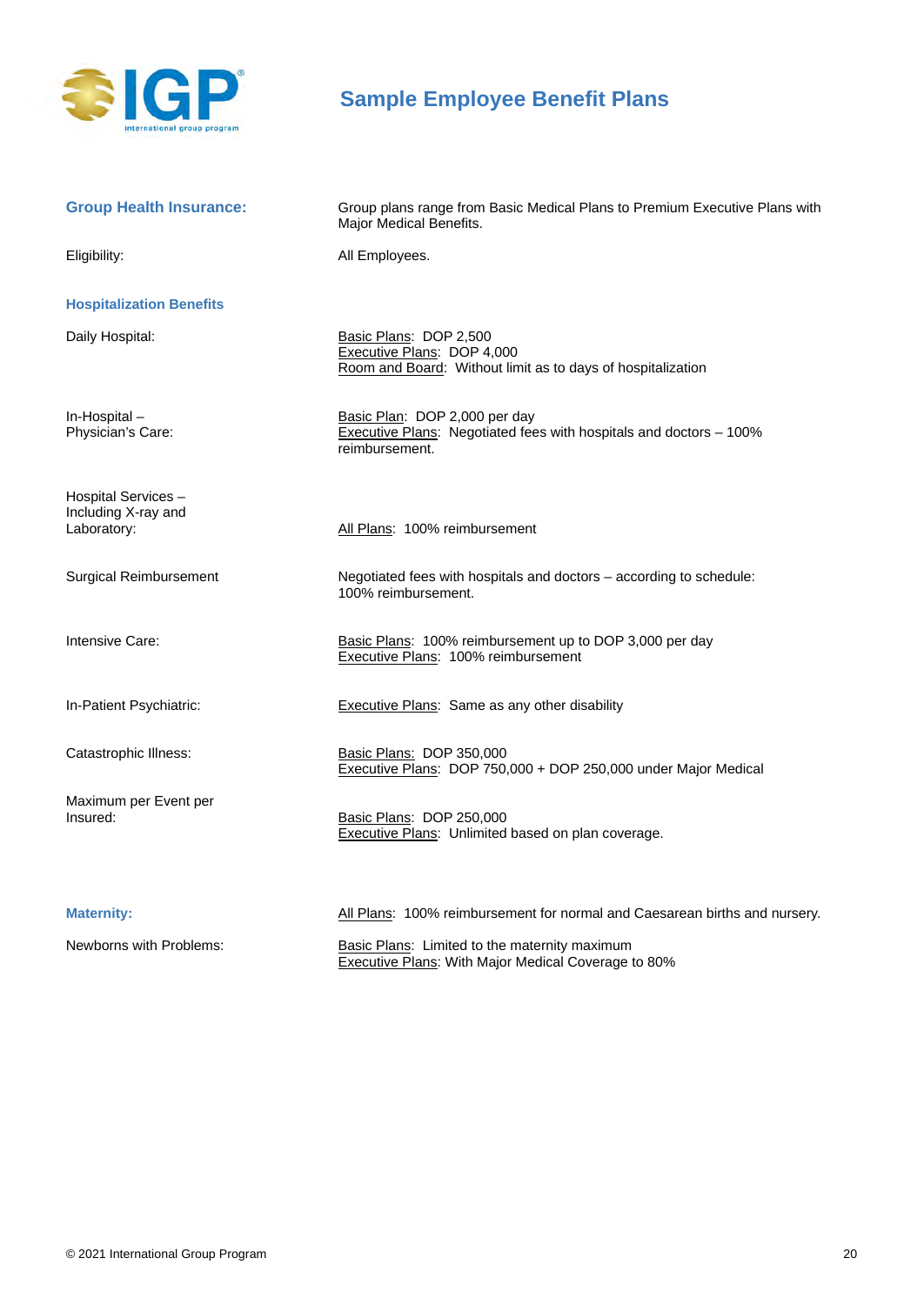# Sample Employee Benefit Plans

| | |
|---|---|
| **Group Health Insurance:** | Group plans range from Basic Medical Plans to Premium Executive Plans with Major Medical Benefits. |
| Eligibility: | All Employees. |
| **Hospitalization Benefits** | |
| Daily Hospital: | Basic Plans: DOP 2,500<br>Executive Plans: DOP 4,000<br>Room and Board: Without limit as to days of hospitalization |
| In-Hospital – Physician's Care: | Basic Plan: DOP 2,000 per day<br>Executive Plans: Negotiated fees with hospitals and doctors – 100% reimbursement. |
| Hospital Services – Including X-ray and Laboratory: | All Plans: 100% reimbursement |
| Surgical Reimbursement | Negotiated fees with hospitals and doctors – according to schedule: 100% reimbursement. |
| Intensive Care: | Basic Plans: 100% reimbursement up to DOP 3,000 per day<br>Executive Plans: 100% reimbursement |
| In-Patient Psychiatric: | Executive Plans: Same as any other disability |
| Catastrophic Illness: | Basic Plans: DOP 350,000<br>Executive Plans: DOP 750,000 + DOP 250,000 under Major Medical |
| Maximum per Event per Insured: | Basic Plans: DOP 250,000<br>Executive Plans: Unlimited based on plan coverage. |
| **Maternity:** | All Plans: 100% reimbursement for normal and Caesarean births and nursery. |
| Newborns with Problems: | Basic Plans: Limited to the maternity maximum<br>Executive Plans: With Major Medical Coverage to 80% |

© 2021 International Group Program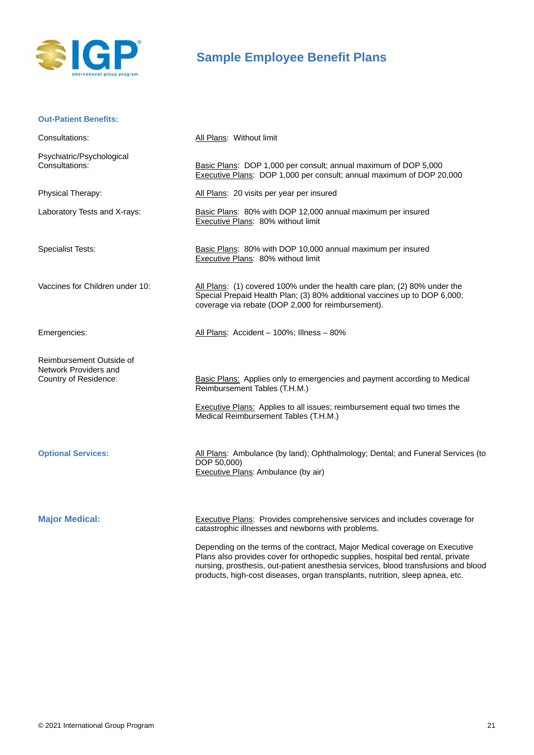# Sample Employee Benefit Plans

### Out-Patient Benefits:

| | |
|---|---|
| Consultations: | All Plans: Without limit |
| Psychiatric/Psychological Consultations: | Basic Plans: DOP 1,000 per consult; annual maximum of DOP 5,000<br>Executive Plans: DOP 1,000 per consult; annual maximum of DOP 20,000 |
| Physical Therapy: | All Plans: 20 visits per year per insured |
| Laboratory Tests and X-rays: | Basic Plans: 80% with DOP 12,000 annual maximum per insured<br>Executive Plans: 80% without limit |
| Specialist Tests: | Basic Plans: 80% with DOP 10,000 annual maximum per insured<br>Executive Plans: 80% without limit |
| Vaccines for Children under 10: | All Plans: (1) covered 100% under the health care plan; (2) 80% under the Special Prepaid Health Plan; (3) 80% additional vaccines up to DOP 6,000; coverage via rebate (DOP 2,000 for reimbursement). |
| Emergencies: | All Plans: Accident – 100%; Illness – 80% |
| Reimbursement Outside of Network Providers and Country of Residence: | Basic Plans: Applies only to emergencies and payment according to Medical Reimbursement Tables (T.H.M.)<br><br>Executive Plans: Applies to all issues; reimbursement equal two times the Medical Reimbursement Tables (T.H.M.) |

### Optional Services:

All Plans: Ambulance (by land); Ophthalmology; Dental; and Funeral Services (to DOP 50,000)
Executive Plans: Ambulance (by air)

### Major Medical:

Executive Plans: Provides comprehensive services and includes coverage for catastrophic illnesses and newborns with problems.

Depending on the terms of the contract, Major Medical coverage on Executive Plans also provides cover for orthopedic supplies, hospital bed rental, private nursing, prosthesis, out-patient anesthesia services, blood transfusions and blood products, high-cost diseases, organ transplants, nutrition, sleep apnea, etc.

© 2021 International Group Program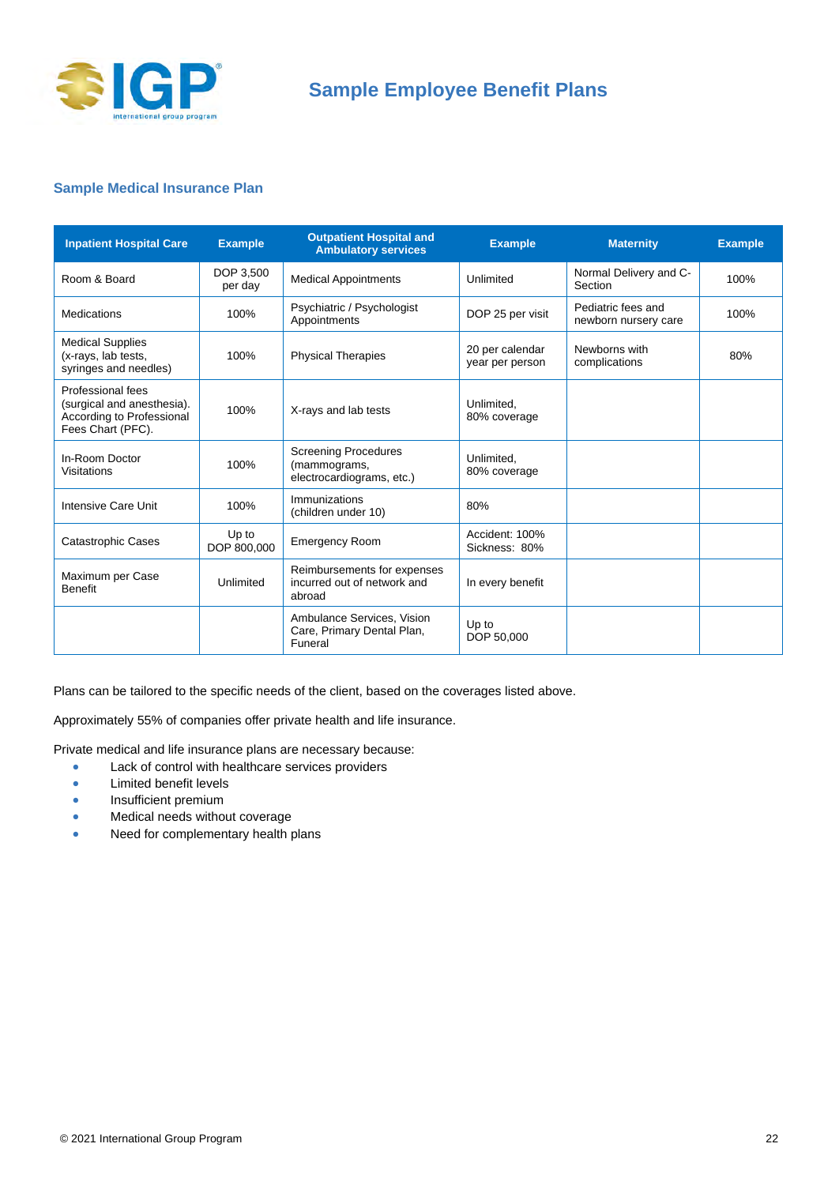# Sample Employee Benefit Plans

## Sample Medical Insurance Plan

| Inpatient Hospital Care | Example | Outpatient Hospital and Ambulatory services | Example | Maternity | Example |
|---|---|---|---|---|---|
| Room & Board | DOP 3,500 per day | Medical Appointments | Unlimited | Normal Delivery and C-Section | 100% |
| Medications | 100% | Psychiatric / Psychologist Appointments | DOP 25 per visit | Pediatric fees and newborn nursery care | 100% |
| Medical Supplies (x-rays, lab tests, syringes and needles) | 100% | Physical Therapies | 20 per calendar year per person | Newborns with complications | 80% |
| Professional fees (surgical and anesthesia). According to Professional Fees Chart (PFC). | 100% | X-rays and lab tests | Unlimited, 80% coverage | | |
| In-Room Doctor Visitations | 100% | Screening Procedures (mammograms, electrocardiograms, etc.) | Unlimited, 80% coverage | | |
| Intensive Care Unit | 100% | Immunizations (children under 10) | 80% | | |
| Catastrophic Cases | Up to DOP 800,000 | Emergency Room | Accident: 100% Sickness: 80% | | |
| Maximum per Case Benefit | Unlimited | Reimbursements for expenses incurred out of network and abroad | In every benefit | | |
| | | Ambulance Services, Vision Care, Primary Dental Plan, Funeral | Up to DOP 50,000 | | |

Plans can be tailored to the specific needs of the client, based on the coverages listed above.

Approximately 55% of companies offer private health and life insurance.

Private medical and life insurance plans are necessary because:

- Lack of control with healthcare services providers
- Limited benefit levels
- Insufficient premium
- Medical needs without coverage
- Need for complementary health plans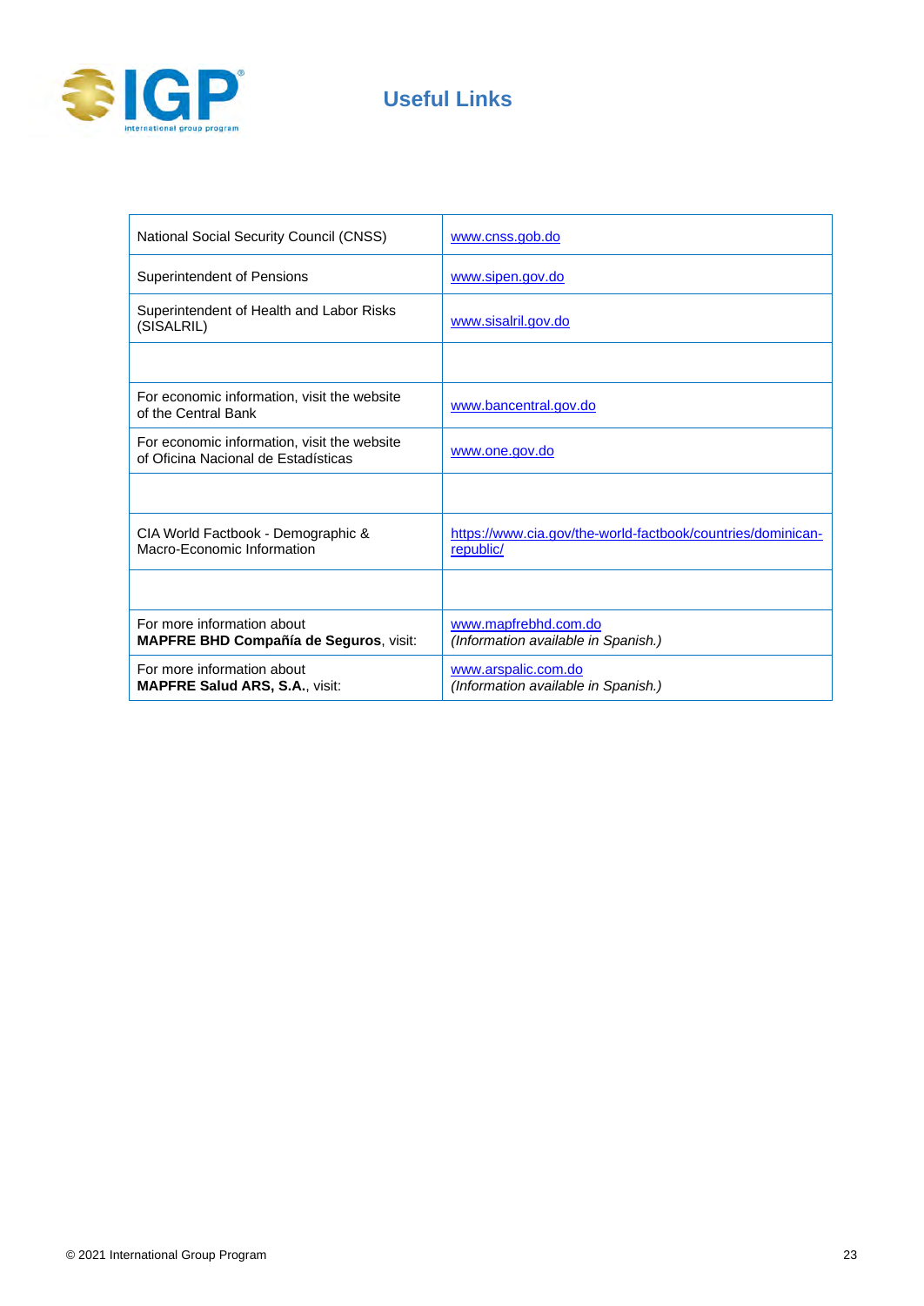# Useful Links

| | |
|---|---|
| National Social Security Council (CNSS) | www.cnss.gob.do |
| Superintendent of Pensions | www.sipen.gov.do |
| Superintendent of Health and Labor Risks (SISALRIL) | www.sisalril.gov.do |
| | |
| For economic information, visit the website of the Central Bank | www.bancentral.gov.do |
| For economic information, visit the website of Oficina Nacional de Estadísticas | www.one.gov.do |
| | |
| CIA World Factbook - Demographic & Macro-Economic Information | https://www.cia.gov/the-world-factbook/countries/dominican-republic/ |
| | |
| For more information about **MAPFRE BHD Compañía de Seguros**, visit: | www.mapfrebhd.com.do *(Information available in Spanish.)* |
| For more information about **MAPFRE Salud ARS, S.A.**, visit: | www.arspalic.com.do *(Information available in Spanish.)* |

© 2021 International Group Program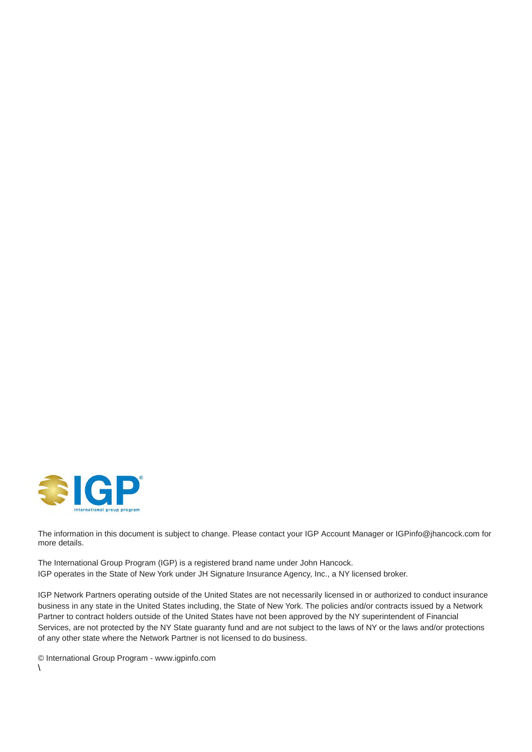The information in this document is subject to change. Please contact your IGP Account Manager or IGPinfo@jhancock.com for more details.

The International Group Program (IGP) is a registered brand name under John Hancock.
IGP operates in the State of New York under JH Signature Insurance Agency, Inc., a NY licensed broker.

IGP Network Partners operating outside of the United States are not necessarily licensed in or authorized to conduct insurance business in any state in the United States including, the State of New York. The policies and/or contracts issued by a Network Partner to contract holders outside of the United States have not been approved by the NY superintendent of Financial Services, are not protected by the NY State guaranty fund and are not subject to the laws of NY or the laws and/or protections of any other state where the Network Partner is not licensed to do business.

© International Group Program - www.igpinfo.com
\